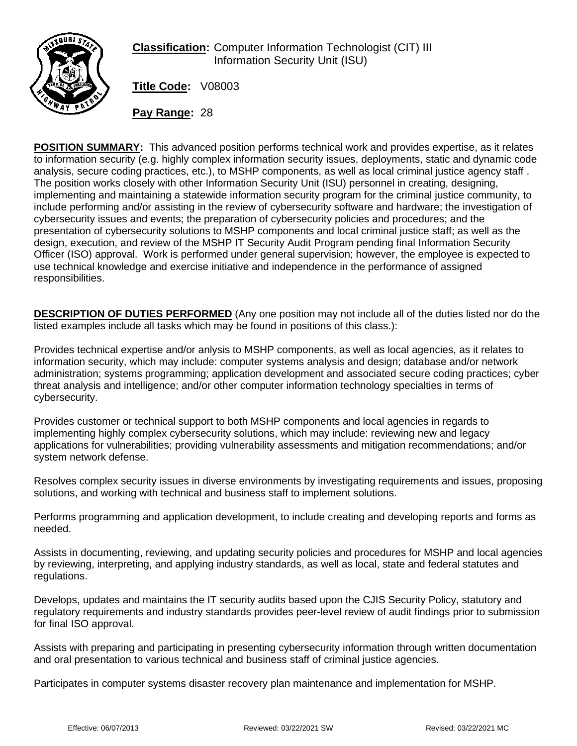**Classification:** Computer Information Technologist (CIT) III
Information Security Unit (ISU)

**Title Code:** V08003

**Pay Range:** 28

**POSITION SUMMARY:** This advanced position performs technical work and provides expertise, as it relates to information security (e.g. highly complex information security issues, deployments, static and dynamic code analysis, secure coding practices, etc.), to MSHP components, as well as local criminal justice agency staff . The position works closely with other Information Security Unit (ISU) personnel in creating, designing, implementing and maintaining a statewide information security program for the criminal justice community, to include performing and/or assisting in the review of cybersecurity software and hardware; the investigation of cybersecurity issues and events; the preparation of cybersecurity policies and procedures; and the presentation of cybersecurity solutions to MSHP components and local criminal justice staff; as well as the design, execution, and review of the MSHP IT Security Audit Program pending final Information Security Officer (ISO) approval. Work is performed under general supervision; however, the employee is expected to use technical knowledge and exercise initiative and independence in the performance of assigned responsibilities.

**DESCRIPTION OF DUTIES PERFORMED** (Any one position may not include all of the duties listed nor do the listed examples include all tasks which may be found in positions of this class.):

Provides technical expertise and/or anlysis to MSHP components, as well as local agencies, as it relates to information security, which may include: computer systems analysis and design; database and/or network administration; systems programming; application development and associated secure coding practices; cyber threat analysis and intelligence; and/or other computer information technology specialties in terms of cybersecurity.

Provides customer or technical support to both MSHP components and local agencies in regards to implementing highly complex cybersecurity solutions, which may include: reviewing new and legacy applications for vulnerabilities; providing vulnerability assessments and mitigation recommendations; and/or system network defense.

Resolves complex security issues in diverse environments by investigating requirements and issues, proposing solutions, and working with technical and business staff to implement solutions.

Performs programming and application development, to include creating and developing reports and forms as needed.

Assists in documenting, reviewing, and updating security policies and procedures for MSHP and local agencies by reviewing, interpreting, and applying industry standards, as well as local, state and federal statutes and regulations.

Develops, updates and maintains the IT security audits based upon the CJIS Security Policy, statutory and regulatory requirements and industry standards provides peer-level review of audit findings prior to submission for final ISO approval.

Assists with preparing and participating in presenting cybersecurity information through written documentation and oral presentation to various technical and business staff of criminal justice agencies.

Participates in computer systems disaster recovery plan maintenance and implementation for MSHP.

Effective: 06/07/2013 Reviewed: 03/22/2021 SW Revised: 03/22/2021 MC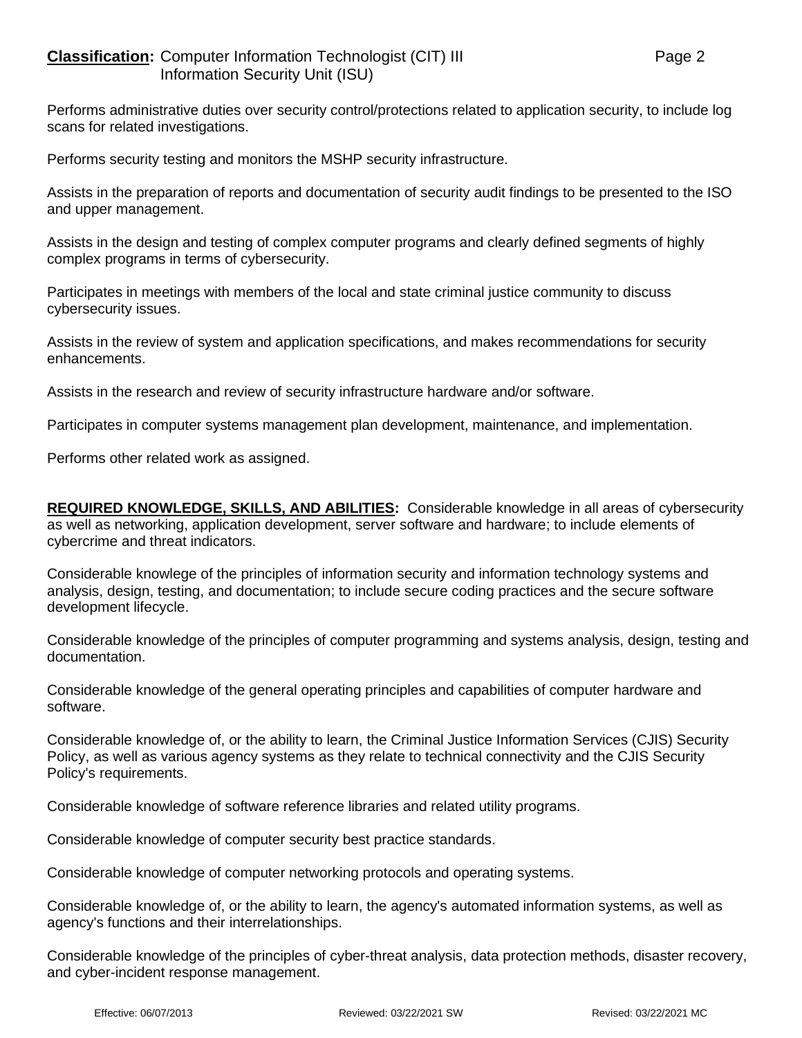Performs administrative duties over security control/protections related to application security, to include log scans for related investigations.

Performs security testing and monitors the MSHP security infrastructure.

Assists in the preparation of reports and documentation of security audit findings to be presented to the ISO and upper management.

Assists in the design and testing of complex computer programs and clearly defined segments of highly complex programs in terms of cybersecurity.

Participates in meetings with members of the local and state criminal justice community to discuss cybersecurity issues.

Assists in the review of system and application specifications, and makes recommendations for security enhancements.

Assists in the research and review of security infrastructure hardware and/or software.

Participates in computer systems management plan development, maintenance, and implementation.

Performs other related work as assigned.

**REQUIRED KNOWLEDGE, SKILLS, AND ABILITIES:** Considerable knowledge in all areas of cybersecurity as well as networking, application development, server software and hardware; to include elements of cybercrime and threat indicators.

Considerable knowlege of the principles of information security and information technology systems and analysis, design, testing, and documentation; to include secure coding practices and the secure software development lifecycle.

Considerable knowledge of the principles of computer programming and systems analysis, design, testing and documentation.

Considerable knowledge of the general operating principles and capabilities of computer hardware and software.

Considerable knowledge of, or the ability to learn, the Criminal Justice Information Services (CJIS) Security Policy, as well as various agency systems as they relate to technical connectivity and the CJIS Security Policy's requirements.

Considerable knowledge of software reference libraries and related utility programs.

Considerable knowledge of computer security best practice standards.

Considerable knowledge of computer networking protocols and operating systems.

Considerable knowledge of, or the ability to learn, the agency's automated information systems, as well as agency's functions and their interrelationships.

Considerable knowledge of the principles of cyber-threat analysis, data protection methods, disaster recovery, and cyber-incident response management.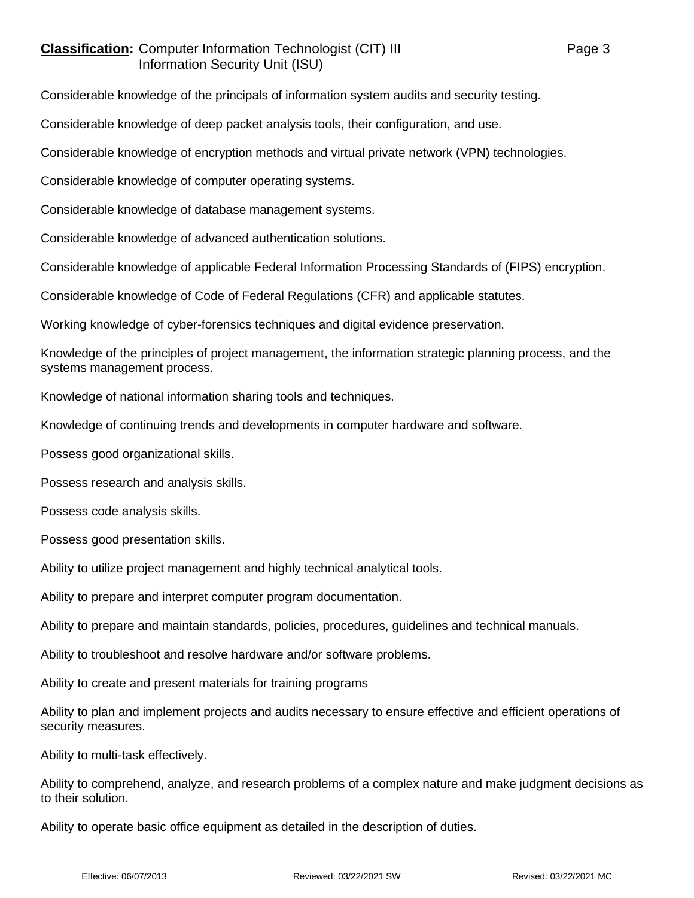Considerable knowledge of the principals of information system audits and security testing.

Considerable knowledge of deep packet analysis tools, their configuration, and use.

Considerable knowledge of encryption methods and virtual private network (VPN) technologies.

Considerable knowledge of computer operating systems.

Considerable knowledge of database management systems.

Considerable knowledge of advanced authentication solutions.

Considerable knowledge of applicable Federal Information Processing Standards of (FIPS) encryption.

Considerable knowledge of Code of Federal Regulations (CFR) and applicable statutes.

Working knowledge of cyber-forensics techniques and digital evidence preservation.

Knowledge of the principles of project management, the information strategic planning process, and the systems management process.

Knowledge of national information sharing tools and techniques.

Knowledge of continuing trends and developments in computer hardware and software.

Possess good organizational skills.

Possess research and analysis skills.

Possess code analysis skills.

Possess good presentation skills.

Ability to utilize project management and highly technical analytical tools.

Ability to prepare and interpret computer program documentation.

Ability to prepare and maintain standards, policies, procedures, guidelines and technical manuals.

Ability to troubleshoot and resolve hardware and/or software problems.

Ability to create and present materials for training programs

Ability to plan and implement projects and audits necessary to ensure effective and efficient operations of security measures.

Ability to multi-task effectively.

Ability to comprehend, analyze, and research problems of a complex nature and make judgment decisions as to their solution.

Ability to operate basic office equipment as detailed in the description of duties.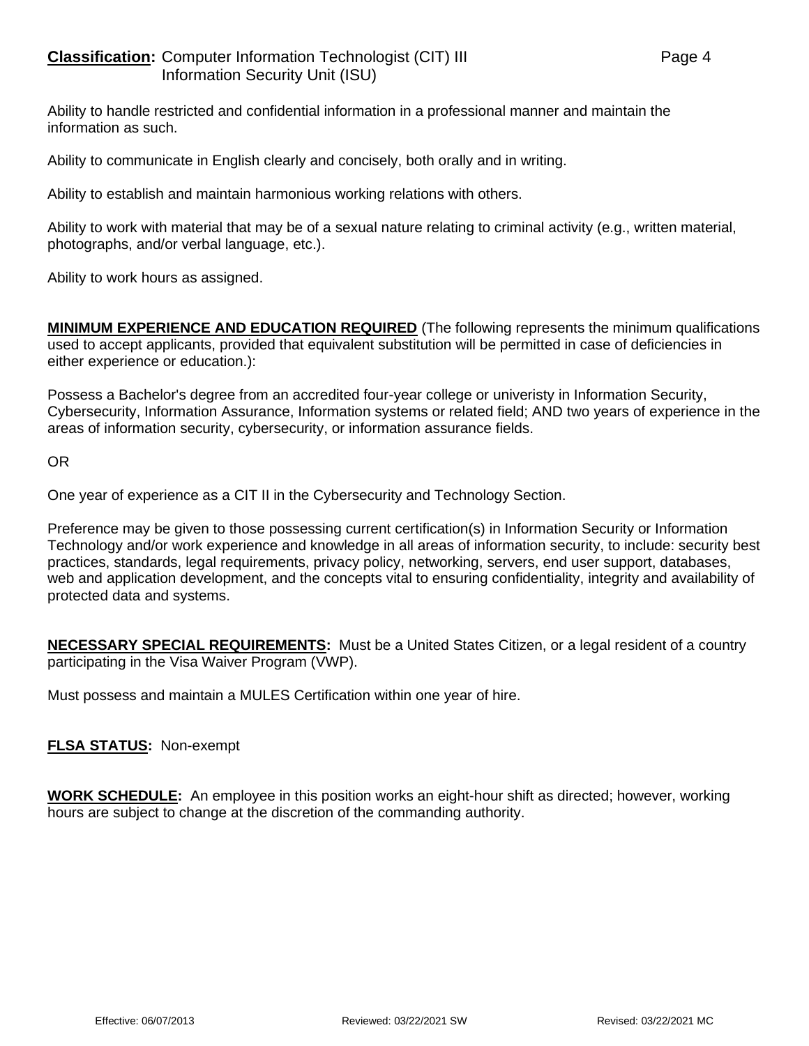Ability to handle restricted and confidential information in a professional manner and maintain the information as such.

Ability to communicate in English clearly and concisely, both orally and in writing.

Ability to establish and maintain harmonious working relations with others.

Ability to work with material that may be of a sexual nature relating to criminal activity (e.g., written material, photographs, and/or verbal language, etc.).

Ability to work hours as assigned.

**MINIMUM EXPERIENCE AND EDUCATION REQUIRED** (The following represents the minimum qualifications used to accept applicants, provided that equivalent substitution will be permitted in case of deficiencies in either experience or education.):

Possess a Bachelor's degree from an accredited four-year college or univeristy in Information Security, Cybersecurity, Information Assurance, Information systems or related field; AND two years of experience in the areas of information security, cybersecurity, or information assurance fields.

OR

One year of experience as a CIT II in the Cybersecurity and Technology Section.

Preference may be given to those possessing current certification(s) in Information Security or Information Technology and/or work experience and knowledge in all areas of information security, to include: security best practices, standards, legal requirements, privacy policy, networking, servers, end user support, databases, web and application development, and the concepts vital to ensuring confidentiality, integrity and availability of protected data and systems.

**NECESSARY SPECIAL REQUIREMENTS:** Must be a United States Citizen, or a legal resident of a country participating in the Visa Waiver Program (VWP).

Must possess and maintain a MULES Certification within one year of hire.

**FLSA STATUS:** Non-exempt

**WORK SCHEDULE:** An employee in this position works an eight-hour shift as directed; however, working hours are subject to change at the discretion of the commanding authority.